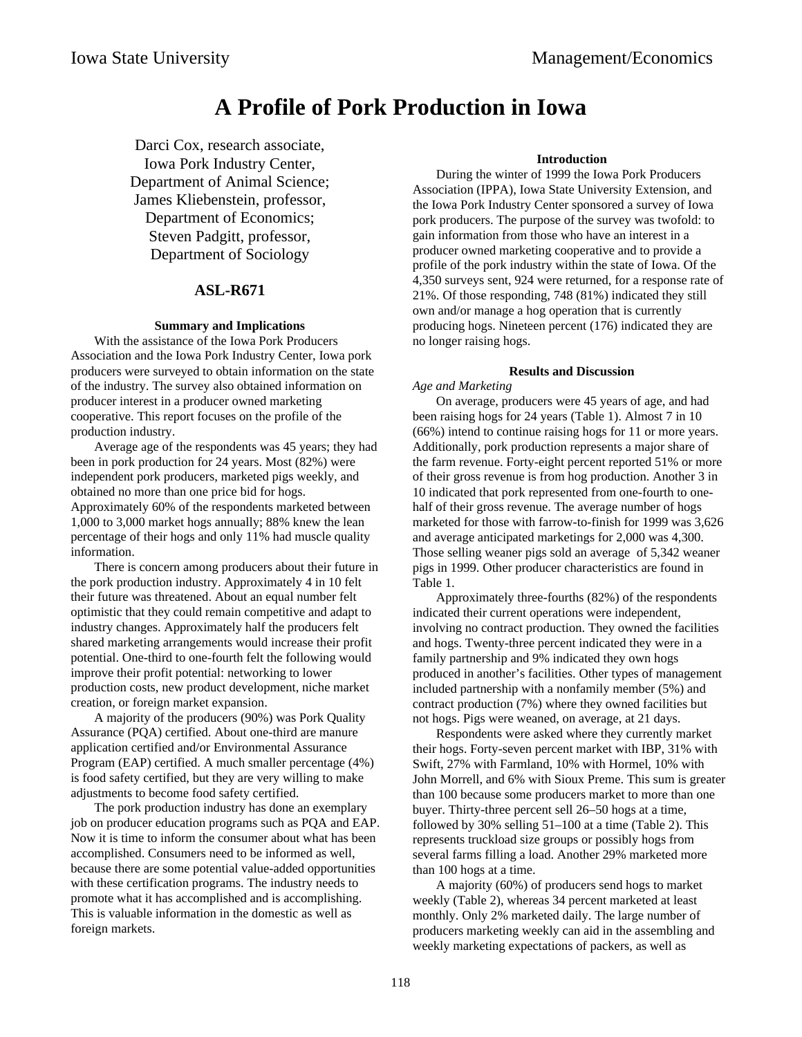# A Profile of Pork Production in Iowa

Darci Cox, research associate,
Iowa Pork Industry Center,
Department of Animal Science;
James Kliebenstein, professor,
Department of Economics;
Steven Padgitt, professor,
Department of Sociology

## ASL-R671

### Summary and Implications

With the assistance of the Iowa Pork Producers Association and the Iowa Pork Industry Center, Iowa pork producers were surveyed to obtain information on the state of the industry. The survey also obtained information on producer interest in a producer owned marketing cooperative. This report focuses on the profile of the production industry.

Average age of the respondents was 45 years; they had been in pork production for 24 years. Most (82%) were independent pork producers, marketed pigs weekly, and obtained no more than one price bid for hogs. Approximately 60% of the respondents marketed between 1,000 to 3,000 market hogs annually; 88% knew the lean percentage of their hogs and only 11% had muscle quality information.

There is concern among producers about their future in the pork production industry. Approximately 4 in 10 felt their future was threatened. About an equal number felt optimistic that they could remain competitive and adapt to industry changes. Approximately half the producers felt shared marketing arrangements would increase their profit potential. One-third to one-fourth felt the following would improve their profit potential: networking to lower production costs, new product development, niche market creation, or foreign market expansion.

A majority of the producers (90%) was Pork Quality Assurance (PQA) certified. About one-third are manure application certified and/or Environmental Assurance Program (EAP) certified. A much smaller percentage (4%) is food safety certified, but they are very willing to make adjustments to become food safety certified.

The pork production industry has done an exemplary job on producer education programs such as PQA and EAP. Now it is time to inform the consumer about what has been accomplished. Consumers need to be informed as well, because there are some potential value-added opportunities with these certification programs. The industry needs to promote what it has accomplished and is accomplishing. This is valuable information in the domestic as well as foreign markets.

### Introduction

During the winter of 1999 the Iowa Pork Producers Association (IPPA), Iowa State University Extension, and the Iowa Pork Industry Center sponsored a survey of Iowa pork producers. The purpose of the survey was twofold: to gain information from those who have an interest in a producer owned marketing cooperative and to provide a profile of the pork industry within the state of Iowa. Of the 4,350 surveys sent, 924 were returned, for a response rate of 21%. Of those responding, 748 (81%) indicated they still own and/or manage a hog operation that is currently producing hogs. Nineteen percent (176) indicated they are no longer raising hogs.

### Results and Discussion

*Age and Marketing*

On average, producers were 45 years of age, and had been raising hogs for 24 years (Table 1). Almost 7 in 10 (66%) intend to continue raising hogs for 11 or more years. Additionally, pork production represents a major share of the farm revenue. Forty-eight percent reported 51% or more of their gross revenue is from hog production. Another 3 in 10 indicated that pork represented from one-fourth to one-half of their gross revenue. The average number of hogs marketed for those with farrow-to-finish for 1999 was 3,626 and average anticipated marketings for 2,000 was 4,300. Those selling weaner pigs sold an average of 5,342 weaner pigs in 1999. Other producer characteristics are found in Table 1.

Approximately three-fourths (82%) of the respondents indicated their current operations were independent, involving no contract production. They owned the facilities and hogs. Twenty-three percent indicated they were in a family partnership and 9% indicated they own hogs produced in another's facilities. Other types of management included partnership with a nonfamily member (5%) and contract production (7%) where they owned facilities but not hogs. Pigs were weaned, on average, at 21 days.

Respondents were asked where they currently market their hogs. Forty-seven percent market with IBP, 31% with Swift, 27% with Farmland, 10% with Hormel, 10% with John Morrell, and 6% with Sioux Preme. This sum is greater than 100 because some producers market to more than one buyer. Thirty-three percent sell 26–50 hogs at a time, followed by 30% selling 51–100 at a time (Table 2). This represents truckload size groups or possibly hogs from several farms filling a load. Another 29% marketed more than 100 hogs at a time.

A majority (60%) of producers send hogs to market weekly (Table 2), whereas 34 percent marketed at least monthly. Only 2% marketed daily. The large number of producers marketing weekly can aid in the assembling and weekly marketing expectations of packers, as well as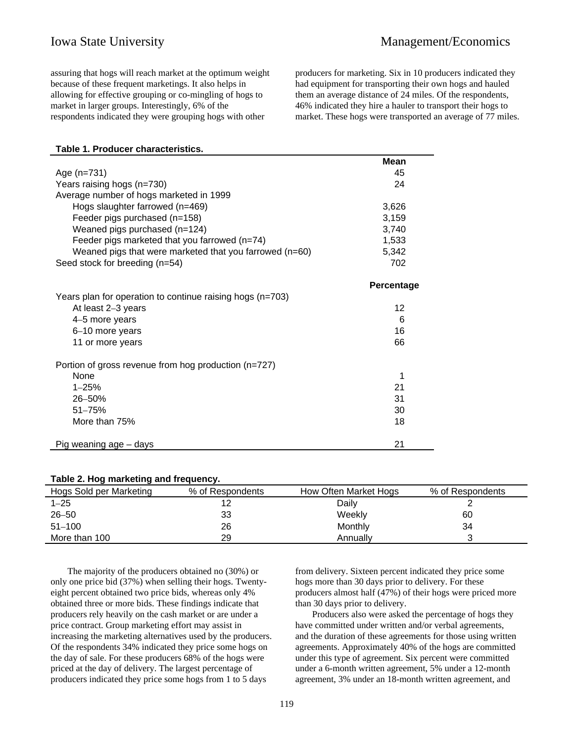assuring that hogs will reach market at the optimum weight because of these frequent marketings. It also helps in allowing for effective grouping or co-mingling of hogs to market in larger groups. Interestingly, 6% of the respondents indicated they were grouping hogs with other producers for marketing. Six in 10 producers indicated they had equipment for transporting their own hogs and hauled them an average distance of 24 miles. Of the respondents, 46% indicated they hire a hauler to transport their hogs to market. These hogs were transported an average of 77 miles.

**Table 1. Producer characteristics.**

| | Mean |
|---|---|
| Age (n=731) | 45 |
| Years raising hogs (n=730) | 24 |
| Average number of hogs marketed in 1999 | |
| Hogs slaughter farrowed (n=469) | 3,626 |
| Feeder pigs purchased (n=158) | 3,159 |
| Weaned pigs purchased (n=124) | 3,740 |
| Feeder pigs marketed that you farrowed (n=74) | 1,533 |
| Weaned pigs that were marketed that you farrowed (n=60) | 5,342 |
| Seed stock for breeding (n=54) | 702 |
| | **Percentage** |
| Years plan for operation to continue raising hogs (n=703) | |
| At least 2–3 years | 12 |
| 4–5 more years | 6 |
| 6–10 more years | 16 |
| 11 or more years | 66 |
| Portion of gross revenue from hog production (n=727) | |
| None | 1 |
| 1–25% | 21 |
| 26–50% | 31 |
| 51–75% | 30 |
| More than 75% | 18 |
| Pig weaning age – days | 21 |

**Table 2. Hog marketing and frequency.**

| Hogs Sold per Marketing | % of Respondents | How Often Market Hogs | % of Respondents |
|---|---|---|---|
| 1–25 | 12 | Daily | 2 |
| 26–50 | 33 | Weekly | 60 |
| 51–100 | 26 | Monthly | 34 |
| More than 100 | 29 | Annually | 3 |

The majority of the producers obtained no (30%) or only one price bid (37%) when selling their hogs. Twenty-eight percent obtained two price bids, whereas only 4% obtained three or more bids. These findings indicate that producers rely heavily on the cash market or are under a price contract. Group marketing effort may assist in increasing the marketing alternatives used by the producers. Of the respondents 34% indicated they price some hogs on the day of sale. For these producers 68% of the hogs were priced at the day of delivery. The largest percentage of producers indicated they price some hogs from 1 to 5 days from delivery. Sixteen percent indicated they price some hogs more than 30 days prior to delivery. For these producers almost half (47%) of their hogs were priced more than 30 days prior to delivery.

Producers also were asked the percentage of hogs they have committed under written and/or verbal agreements, and the duration of these agreements for those using written agreements. Approximately 40% of the hogs are committed under this type of agreement. Six percent were committed under a 6-month written agreement, 5% under a 12-month agreement, 3% under an 18-month written agreement, and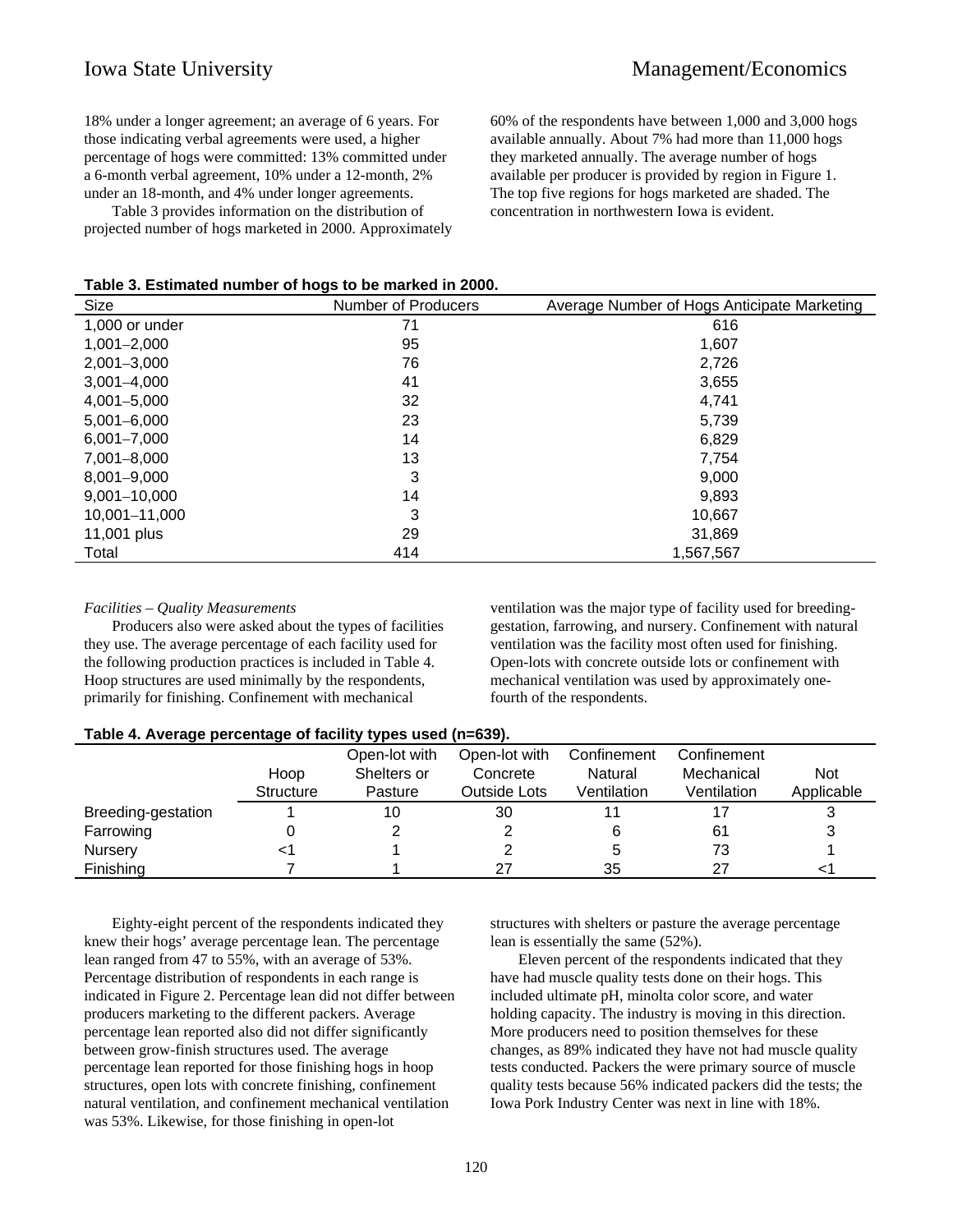18% under a longer agreement; an average of 6 years. For those indicating verbal agreements were used, a higher percentage of hogs were committed: 13% committed under a 6-month verbal agreement, 10% under a 12-month, 2% under an 18-month, and 4% under longer agreements.

Table 3 provides information on the distribution of projected number of hogs marketed in 2000. Approximately 60% of the respondents have between 1,000 and 3,000 hogs available annually. About 7% had more than 11,000 hogs they marketed annually. The average number of hogs available per producer is provided by region in Figure 1. The top five regions for hogs marketed are shaded. The concentration in northwestern Iowa is evident.

**Table 3. Estimated number of hogs to be marked in 2000.**

| Size | Number of Producers | Average Number of Hogs Anticipate Marketing |
|---|---|---|
| 1,000 or under | 71 | 616 |
| 1,001–2,000 | 95 | 1,607 |
| 2,001–3,000 | 76 | 2,726 |
| 3,001–4,000 | 41 | 3,655 |
| 4,001–5,000 | 32 | 4,741 |
| 5,001–6,000 | 23 | 5,739 |
| 6,001–7,000 | 14 | 6,829 |
| 7,001–8,000 | 13 | 7,754 |
| 8,001–9,000 | 3 | 9,000 |
| 9,001–10,000 | 14 | 9,893 |
| 10,001–11,000 | 3 | 10,667 |
| 11,001 plus | 29 | 31,869 |
| Total | 414 | 1,567,567 |

*Facilities – Quality Measurements*

Producers also were asked about the types of facilities they use. The average percentage of each facility used for the following production practices is included in Table 4. Hoop structures are used minimally by the respondents, primarily for finishing. Confinement with mechanical ventilation was the major type of facility used for breeding-gestation, farrowing, and nursery. Confinement with natural ventilation was the facility most often used for finishing. Open-lots with concrete outside lots or confinement with mechanical ventilation was used by approximately one-fourth of the respondents.

**Table 4. Average percentage of facility types used (n=639).**

| | Hoop Structure | Open-lot with Shelters or Pasture | Open-lot with Concrete Outside Lots | Confinement Natural Ventilation | Confinement Mechanical Ventilation | Not Applicable |
|---|---|---|---|---|---|---|
| Breeding-gestation | 1 | 10 | 30 | 11 | 17 | 3 |
| Farrowing | 0 | 2 | 2 | 6 | 61 | 3 |
| Nursery | <1 | 1 | 2 | 5 | 73 | 1 |
| Finishing | 7 | 1 | 27 | 35 | 27 | <1 |

Eighty-eight percent of the respondents indicated they knew their hogs' average percentage lean. The percentage lean ranged from 47 to 55%, with an average of 53%. Percentage distribution of respondents in each range is indicated in Figure 2. Percentage lean did not differ between producers marketing to the different packers. Average percentage lean reported also did not differ significantly between grow-finish structures used. The average percentage lean reported for those finishing hogs in hoop structures, open lots with concrete finishing, confinement natural ventilation, and confinement mechanical ventilation was 53%. Likewise, for those finishing in open-lot structures with shelters or pasture the average percentage lean is essentially the same (52%).

Eleven percent of the respondents indicated that they have had muscle quality tests done on their hogs. This included ultimate pH, minolta color score, and water holding capacity. The industry is moving in this direction. More producers need to position themselves for these changes, as 89% indicated they have not had muscle quality tests conducted. Packers the were primary source of muscle quality tests because 56% indicated packers did the tests; the Iowa Pork Industry Center was next in line with 18%.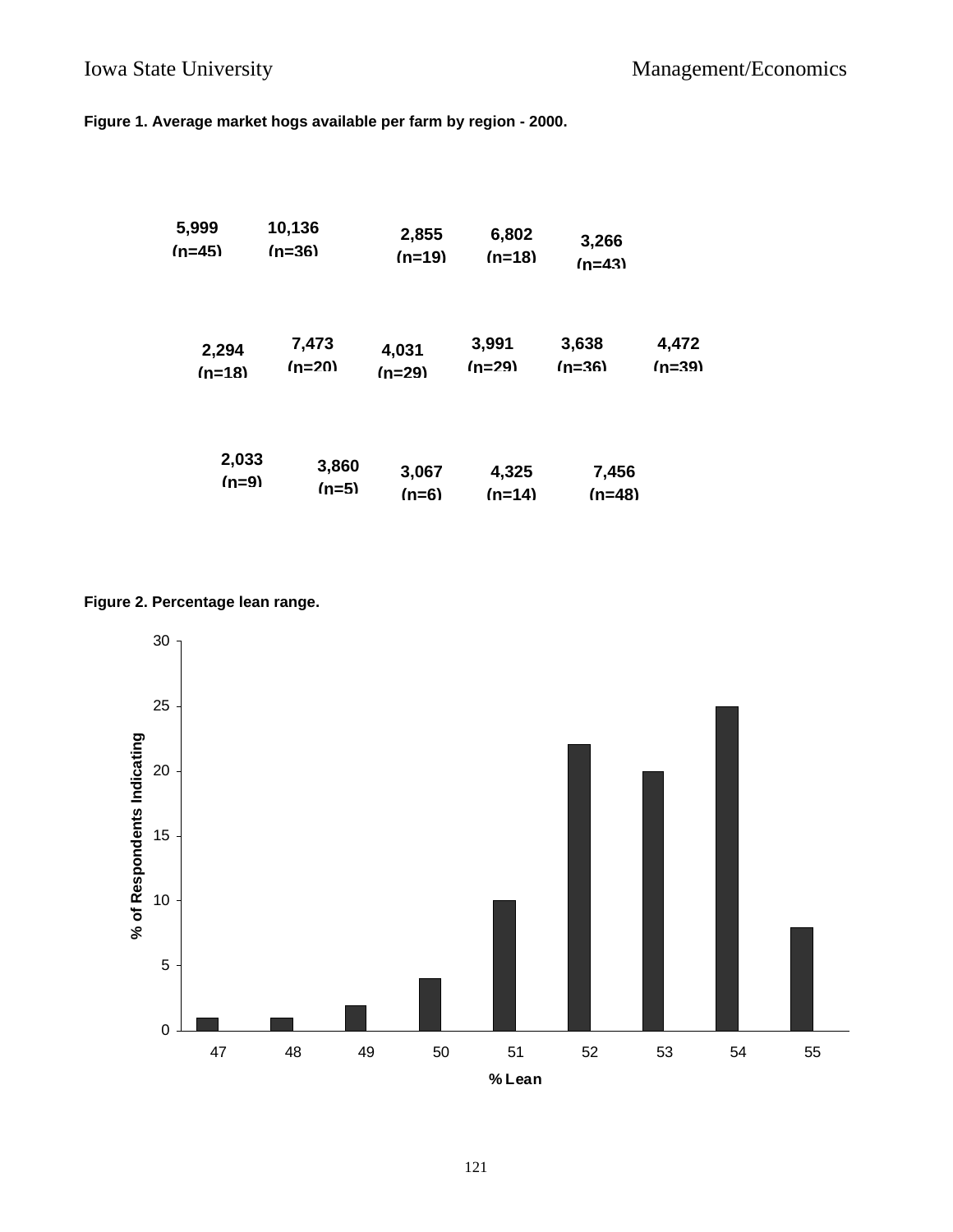**Figure 1. Average market hogs available per farm by region - 2000.**

5,999 (n=45) 10,136 (n=36) 2,855 (n=19) 6,802 (n=18) 3,266 (n=43)

2,294 (n=18) 7,473 (n=20) 4,031 (n=29) 3,991 (n=29) 3,638 (n=36) 4,472 (n=39)

2,033 (n=9) 3,860 (n=5) 3,067 (n=6) 4,325 (n=14) 7,456 (n=48)

**Figure 2. Percentage lean range.**

| % Lean | % of Respondents Indicating |
|---|---|
| 47 | 1 |
| 48 | 1 |
| 49 | 2 |
| 50 | 4 |
| 51 | 10 |
| 52 | 22 |
| 53 | 20 |
| 54 | 25 |
| 55 | 8 |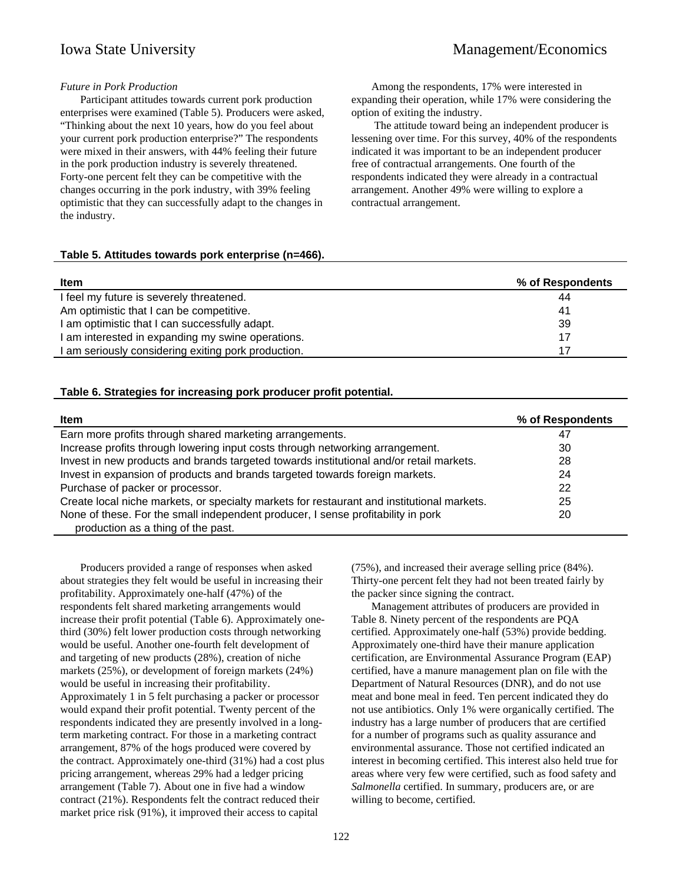*Future in Pork Production*

Participant attitudes towards current pork production enterprises were examined (Table 5). Producers were asked, "Thinking about the next 10 years, how do you feel about your current pork production enterprise?" The respondents were mixed in their answers, with 44% feeling their future in the pork production industry is severely threatened. Forty-one percent felt they can be competitive with the changes occurring in the pork industry, with 39% feeling optimistic that they can successfully adapt to the changes in the industry.

Among the respondents, 17% were interested in expanding their operation, while 17% were considering the option of exiting the industry.

The attitude toward being an independent producer is lessening over time. For this survey, 40% of the respondents indicated it was important to be an independent producer free of contractual arrangements. One fourth of the respondents indicated they were already in a contractual arrangement. Another 49% were willing to explore a contractual arrangement.

**Table 5. Attitudes towards pork enterprise (n=466).**

| Item | % of Respondents |
|---|---|
| I feel my future is severely threatened. | 44 |
| Am optimistic that I can be competitive. | 41 |
| I am optimistic that I can successfully adapt. | 39 |
| I am interested in expanding my swine operations. | 17 |
| I am seriously considering exiting pork production. | 17 |

**Table 6. Strategies for increasing pork producer profit potential.**

| Item | % of Respondents |
|---|---|
| Earn more profits through shared marketing arrangements. | 47 |
| Increase profits through lowering input costs through networking arrangement. | 30 |
| Invest in new products and brands targeted towards institutional and/or retail markets. | 28 |
| Invest in expansion of products and brands targeted towards foreign markets. | 24 |
| Purchase of packer or processor. | 22 |
| Create local niche markets, or specialty markets for restaurant and institutional markets. | 25 |
| None of these. For the small independent producer, I sense profitability in pork production as a thing of the past. | 20 |

Producers provided a range of responses when asked about strategies they felt would be useful in increasing their profitability. Approximately one-half (47%) of the respondents felt shared marketing arrangements would increase their profit potential (Table 6). Approximately one-third (30%) felt lower production costs through networking would be useful. Another one-fourth felt development of and targeting of new products (28%), creation of niche markets (25%), or development of foreign markets (24%) would be useful in increasing their profitability. Approximately 1 in 5 felt purchasing a packer or processor would expand their profit potential. Twenty percent of the respondents indicated they are presently involved in a long-term marketing contract. For those in a marketing contract arrangement, 87% of the hogs produced were covered by the contract. Approximately one-third (31%) had a cost plus pricing arrangement, whereas 29% had a ledger pricing arrangement (Table 7). About one in five had a window contract (21%). Respondents felt the contract reduced their market price risk (91%), it improved their access to capital (75%), and increased their average selling price (84%). Thirty-one percent felt they had not been treated fairly by the packer since signing the contract.

Management attributes of producers are provided in Table 8. Ninety percent of the respondents are PQA certified. Approximately one-half (53%) provide bedding. Approximately one-third have their manure application certification, are Environmental Assurance Program (EAP) certified, have a manure management plan on file with the Department of Natural Resources (DNR), and do not use meat and bone meal in feed. Ten percent indicated they do not use antibiotics. Only 1% were organically certified. The industry has a large number of producers that are certified for a number of programs such as quality assurance and environmental assurance. Those not certified indicated an interest in becoming certified. This interest also held true for areas where very few were certified, such as food safety and *Salmonella* certified. In summary, producers are, or are willing to become, certified.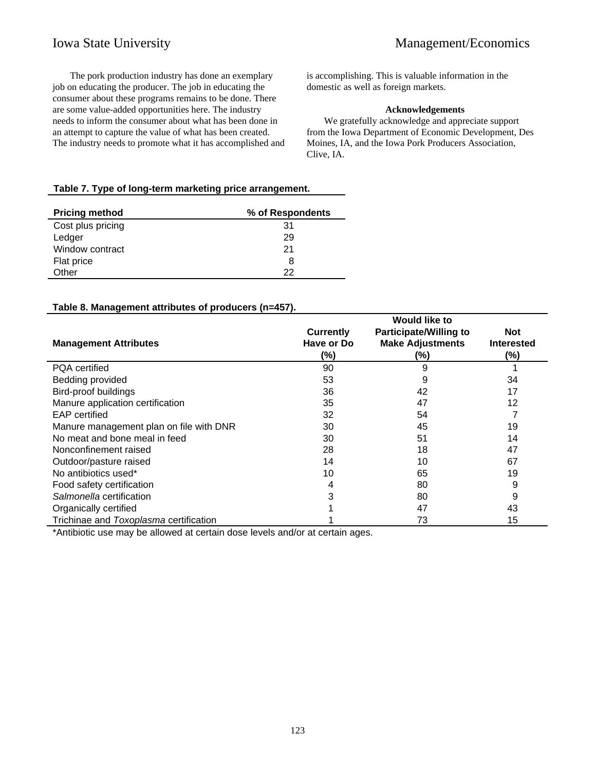The pork production industry has done an exemplary job on educating the producer. The job in educating the consumer about these programs remains to be done. There are some value-added opportunities here. The industry needs to inform the consumer about what has been done in an attempt to capture the value of what has been created. The industry needs to promote what it has accomplished and is accomplishing. This is valuable information in the domestic as well as foreign markets.

## Acknowledgements

We gratefully acknowledge and appreciate support from the Iowa Department of Economic Development, Des Moines, IA, and the Iowa Pork Producers Association, Clive, IA.

**Table 7. Type of long-term marketing price arrangement.**

| Pricing method | % of Respondents |
|---|---|
| Cost plus pricing | 31 |
| Ledger | 29 |
| Window contract | 21 |
| Flat price | 8 |
| Other | 22 |

**Table 8. Management attributes of producers (n=457).**

| Management Attributes | Currently Have or Do (%) | Would like to Participate/Willing to Make Adjustments (%) | Not Interested (%) |
|---|---|---|---|
| PQA certified | 90 | 9 | 1 |
| Bedding provided | 53 | 9 | 34 |
| Bird-proof buildings | 36 | 42 | 17 |
| Manure application certification | 35 | 47 | 12 |
| EAP certified | 32 | 54 | 7 |
| Manure management plan on file with DNR | 30 | 45 | 19 |
| No meat and bone meal in feed | 30 | 51 | 14 |
| Nonconfinement raised | 28 | 18 | 47 |
| Outdoor/pasture raised | 14 | 10 | 67 |
| No antibiotics used* | 10 | 65 | 19 |
| Food safety certification | 4 | 80 | 9 |
| *Salmonella* certification | 3 | 80 | 9 |
| Organically certified | 1 | 47 | 43 |
| Trichinae and *Toxoplasma* certification | 1 | 73 | 15 |

*Antibiotic use may be allowed at certain dose levels and/or at certain ages.